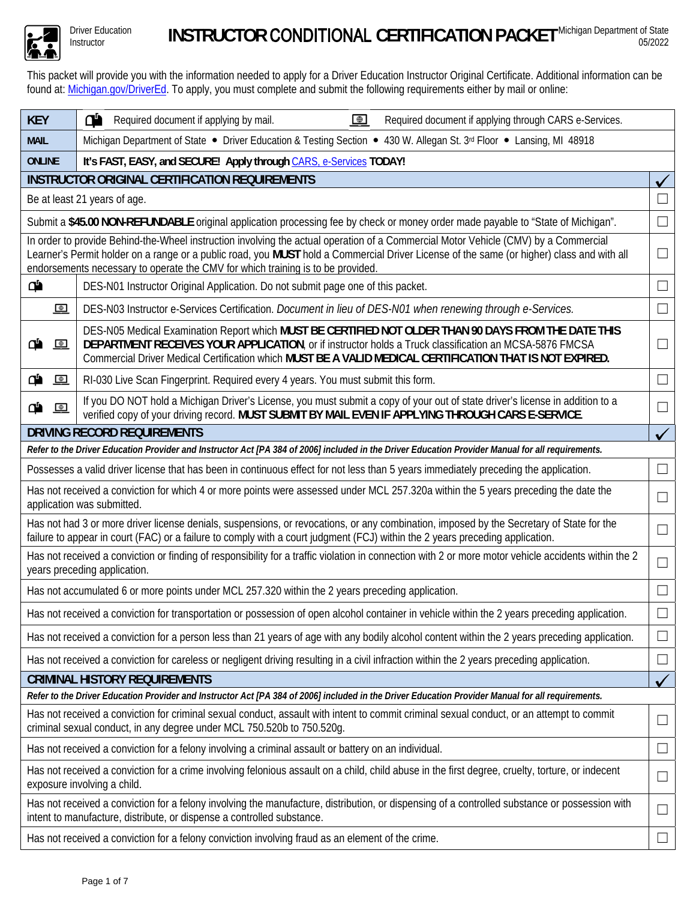Driver Education Instructor

# INSTRUCTOR CONDITIONAL CERTIFICATION PACKET

Michigan Department of State 05/2022

This packet will provide you with the information needed to apply for a Driver Education Instructor Original Certificate. Additional information can be found at: Michigan.gov/DriverEd. To apply, you must complete and submit the following requirements either by mail or online:

| KEY | (Mail icon) Required document if applying by mail. (Computer icon) Required document if applying through CARS e-Services. | |
|---|---|---|
| **MAIL** | Michigan Department of State • Driver Education & Testing Section • 430 W. Allegan St. 3rd Floor • Lansing, MI 48918 | |
| **ONLINE** | **It's FAST, EASY, and SECURE! Apply through** CARS, e-Services **TODAY!** | |
| **INSTRUCTOR ORIGINAL CERTIFICATION REQUIREMENTS** | | ✓ |
| Be at least 21 years of age. | | ☐ |
| Submit a **$45.00 NON-REFUNDABLE** original application processing fee by check or money order made payable to "State of Michigan". | | ☐ |
| In order to provide Behind-the-Wheel instruction involving the actual operation of a Commercial Motor Vehicle (CMV) by a Commercial Learner's Permit holder on a range or a public road, you **MUST** hold a Commercial Driver License of the same (or higher) class and with all endorsements necessary to operate the CMV for which training is to be provided. | | ☐ |
| Mail | DES-N01 Instructor Original Application. Do not submit page one of this packet. | ☐ |
| e-Services | DES-N03 Instructor e-Services Certification. *Document in lieu of DES-N01 when renewing through e-Services.* | ☐ |
| Mail, e-Services | DES-N05 Medical Examination Report which **MUST BE CERTIFIED NOT OLDER THAN 90 DAYS FROM THE DATE THIS DEPARTMENT RECEIVES YOUR APPLICATION**, or if instructor holds a Truck classification an MCSA-5876 FMCSA Commercial Driver Medical Certification which **MUST BE A VALID MEDICAL CERTIFICATION THAT IS NOT EXPIRED.** | ☐ |
| Mail, e-Services | RI-030 Live Scan Fingerprint. Required every 4 years. You must submit this form. | ☐ |
| Mail, e-Services | If you DO NOT hold a Michigan Driver's License, you must submit a copy of your out of state driver's license in addition to a verified copy of your driving record. **MUST SUBMIT BY MAIL EVEN IF APPLYING THROUGH CARS E-SERVICE.** | ☐ |
| **DRIVING RECORD REQUIREMENTS** | | ✓ |
| ***Refer to the Driver Education Provider and Instructor Act [PA 384 of 2006] included in the Driver Education Provider Manual for all requirements.*** | | |
| Possesses a valid driver license that has been in continuous effect for not less than 5 years immediately preceding the application. | | ☐ |
| Has not received a conviction for which 4 or more points were assessed under MCL 257.320a within the 5 years preceding the date the application was submitted. | | ☐ |
| Has not had 3 or more driver license denials, suspensions, or revocations, or any combination, imposed by the Secretary of State for the failure to appear in court (FAC) or a failure to comply with a court judgment (FCJ) within the 2 years preceding application. | | ☐ |
| Has not received a conviction or finding of responsibility for a traffic violation in connection with 2 or more motor vehicle accidents within the 2 years preceding application. | | ☐ |
| Has not accumulated 6 or more points under MCL 257.320 within the 2 years preceding application. | | ☐ |
| Has not received a conviction for transportation or possession of open alcohol container in vehicle within the 2 years preceding application. | | ☐ |
| Has not received a conviction for a person less than 21 years of age with any bodily alcohol content within the 2 years preceding application. | | ☐ |
| Has not received a conviction for careless or negligent driving resulting in a civil infraction within the 2 years preceding application. | | ☐ |
| **CRIMINAL HISTORY REQUIREMENTS** | | ✓ |
| ***Refer to the Driver Education Provider and Instructor Act [PA 384 of 2006] included in the Driver Education Provider Manual for all requirements.*** | | |
| Has not received a conviction for criminal sexual conduct, assault with intent to commit criminal sexual conduct, or an attempt to commit criminal sexual conduct, in any degree under MCL 750.520b to 750.520g. | | ☐ |
| Has not received a conviction for a felony involving a criminal assault or battery on an individual. | | ☐ |
| Has not received a conviction for a crime involving felonious assault on a child, child abuse in the first degree, cruelty, torture, or indecent exposure involving a child. | | ☐ |
| Has not received a conviction for a felony involving the manufacture, distribution, or dispensing of a controlled substance or possession with intent to manufacture, distribute, or dispense a controlled substance. | | ☐ |
| Has not received a conviction for a felony conviction involving fraud as an element of the crime. | | ☐ |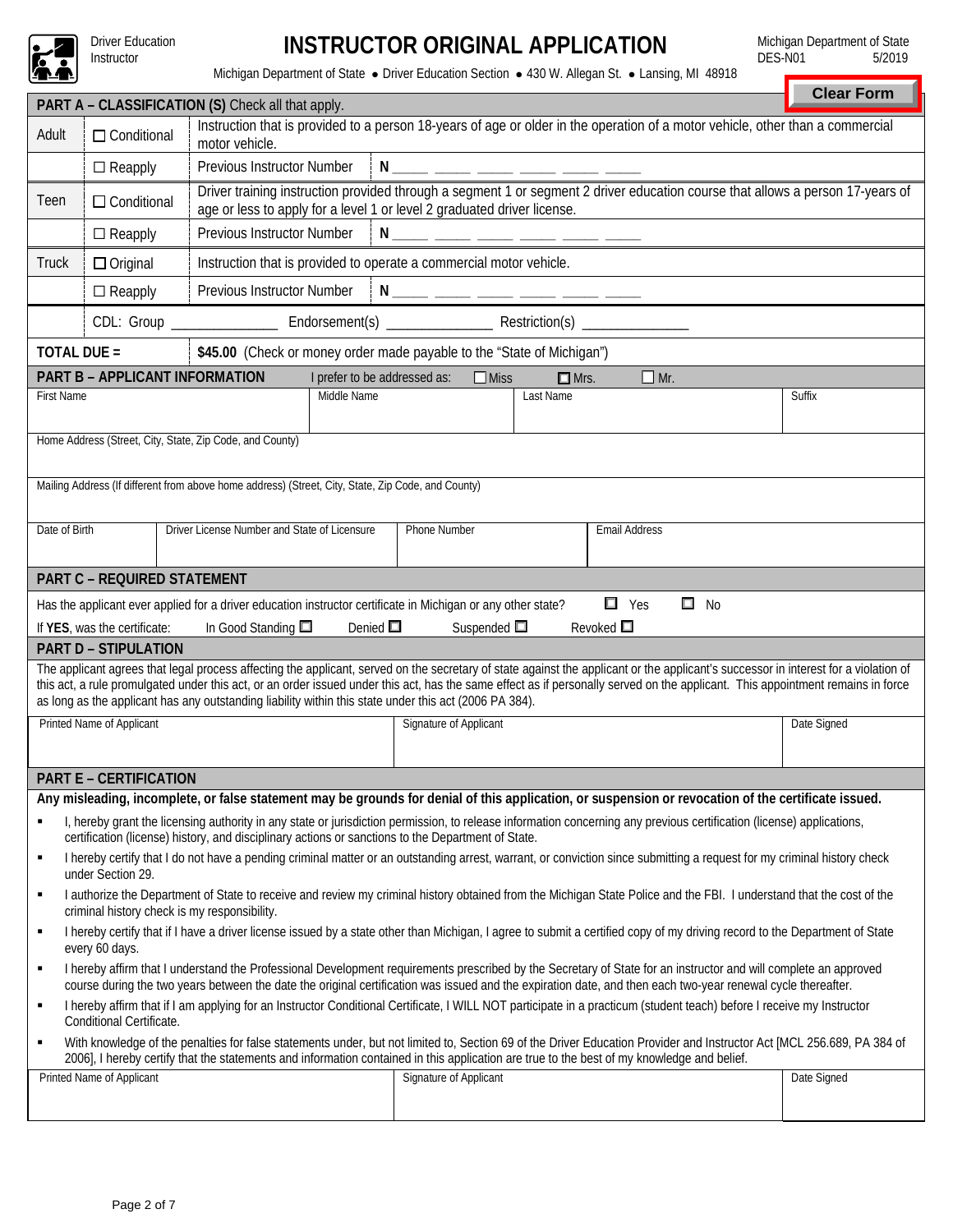Driver Education Instructor

# INSTRUCTOR ORIGINAL APPLICATION

Michigan Department of State
DES-N01 5/2019

Michigan Department of State • Driver Education Section • 430 W. Allegan St. • Lansing, MI 48918

Clear Form

## PART A – CLASSIFICATION (S) Check all that apply.

| | | |
|---|---|---|
| Adult | ☐ Conditional | Instruction that is provided to a person 18-years of age or older in the operation of a motor vehicle, other than a commercial motor vehicle. |
| | ☐ Reapply | Previous Instructor Number N ____ ____ ____ ____ ____ ____ |
| Teen | ☐ Conditional | Driver training instruction provided through a segment 1 or segment 2 driver education course that allows a person 17-years of age or less to apply for a level 1 or level 2 graduated driver license. |
| | ☐ Reapply | Previous Instructor Number N ____ ____ ____ ____ ____ ____ |
| Truck | ☐ Original | Instruction that is provided to operate a commercial motor vehicle. |
| | ☐ Reapply | Previous Instructor Number N ____ ____ ____ ____ ____ ____ |
| | CDL: Group ______________ Endorsement(s) ______________ Restriction(s) ______________ | |
| **TOTAL DUE =** | **$45.00** (Check or money order made payable to the "State of Michigan") | |

## PART B – APPLICANT INFORMATION

I prefer to be addressed as: ☐ Miss ☐ Mrs. ☐ Mr.

| First Name | Middle Name | Last Name | Suffix |
|---|---|---|---|
| | | | |

Home Address (Street, City, State, Zip Code, and County)

Mailing Address (If different from above home address) (Street, City, State, Zip Code, and County)

| Date of Birth | Driver License Number and State of Licensure | Phone Number | Email Address |
|---|---|---|---|
| | | | |

## PART C – REQUIRED STATEMENT

Has the applicant ever applied for a driver education instructor certificate in Michigan or any other state? ☐ Yes ☐ No

If **YES**, was the certificate: In Good Standing ☐ Denied ☐ Suspended ☐ Revoked ☐

## PART D – STIPULATION

The applicant agrees that legal process affecting the applicant, served on the secretary of state against the applicant or the applicant's successor in interest for a violation of this act, a rule promulgated under this act, or an order issued under this act, has the same effect as if personally served on the applicant. This appointment remains in force as long as the applicant has any outstanding liability within this state under this act (2006 PA 384).

| Printed Name of Applicant | Signature of Applicant | Date Signed |
|---|---|---|
| | | |

## PART E – CERTIFICATION

**Any misleading, incomplete, or false statement may be grounds for denial of this application, or suspension or revocation of the certificate issued.**

- I, hereby grant the licensing authority in any state or jurisdiction permission, to release information concerning any previous certification (license) applications, certification (license) history, and disciplinary actions or sanctions to the Department of State.
- I hereby certify that I do not have a pending criminal matter or an outstanding arrest, warrant, or conviction since submitting a request for my criminal history check under Section 29.
- I authorize the Department of State to receive and review my criminal history obtained from the Michigan State Police and the FBI. I understand that the cost of the criminal history check is my responsibility.
- I hereby certify that if I have a driver license issued by a state other than Michigan, I agree to submit a certified copy of my driving record to the Department of State every 60 days.
- I hereby affirm that I understand the Professional Development requirements prescribed by the Secretary of State for an instructor and will complete an approved course during the two years between the date the original certification was issued and the expiration date, and then each two-year renewal cycle thereafter.
- I hereby affirm that if I am applying for an Instructor Conditional Certificate, I WILL NOT participate in a practicum (student teach) before I receive my Instructor Conditional Certificate.
- With knowledge of the penalties for false statements under, but not limited to, Section 69 of the Driver Education Provider and Instructor Act [MCL 256.689, PA 384 of 2006], I hereby certify that the statements and information contained in this application are true to the best of my knowledge and belief.

| Printed Name of Applicant | Signature of Applicant | Date Signed |
|---|---|---|
| | | |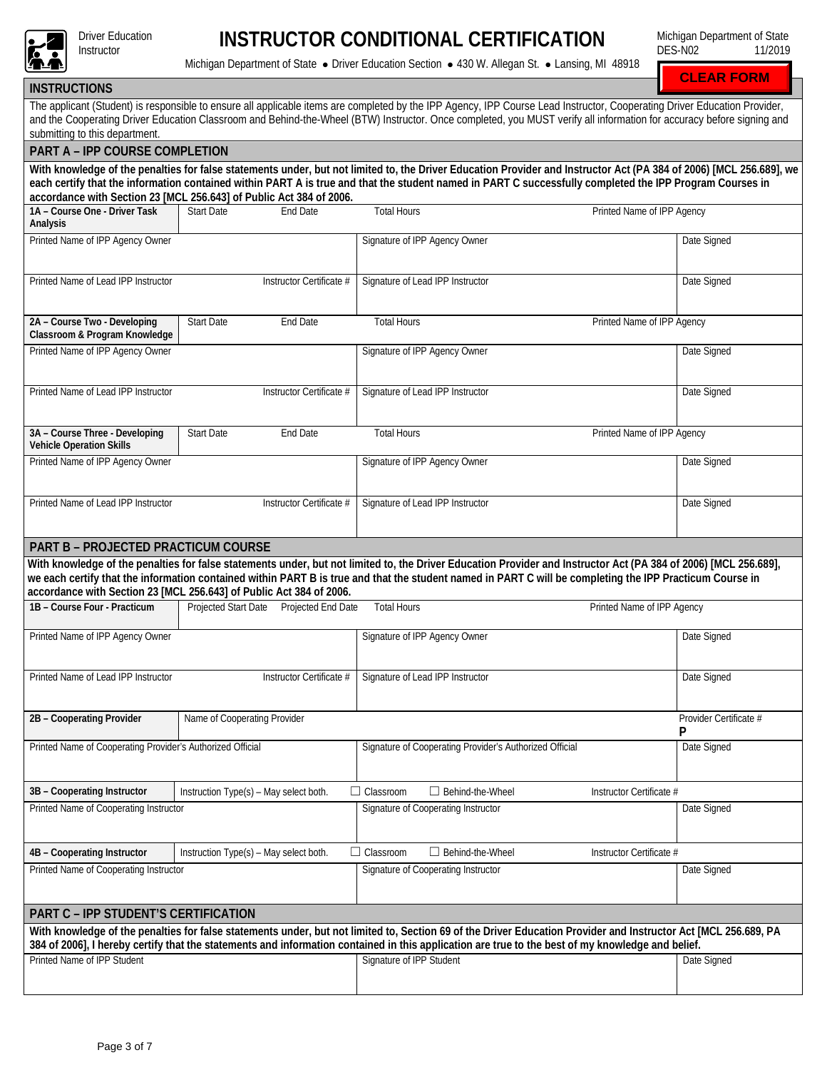Driver Education Instructor

# INSTRUCTOR CONDITIONAL CERTIFICATION

Michigan Department of State • Driver Education Section • 430 W. Allegan St. • Lansing, MI 48918

Michigan Department of State
DES-N02 11/2019

CLEAR FORM

## INSTRUCTIONS

The applicant (Student) is responsible to ensure all applicable items are completed by the IPP Agency, IPP Course Lead Instructor, Cooperating Driver Education Provider, and the Cooperating Driver Education Classroom and Behind-the-Wheel (BTW) Instructor. Once completed, you MUST verify all information for accuracy before signing and submitting to this department.

## PART A – IPP COURSE COMPLETION

**With knowledge of the penalties for false statements under, but not limited to, the Driver Education Provider and Instructor Act (PA 384 of 2006) [MCL 256.689], we each certify that the information contained within PART A is true and that the student named in PART C successfully completed the IPP Program Courses in accordance with Section 23 [MCL 256.643] of Public Act 384 of 2006.**

| **1A – Course One - Driver Task Analysis** | Start Date | End Date | Total Hours | Printed Name of IPP Agency |
|---|---|---|---|---|
| Printed Name of IPP Agency Owner | | Signature of IPP Agency Owner | | Date Signed |
| Printed Name of Lead IPP Instructor | Instructor Certificate # | Signature of Lead IPP Instructor | | Date Signed |

| **2A – Course Two - Developing Classroom & Program Knowledge** | Start Date | End Date | Total Hours | Printed Name of IPP Agency |
|---|---|---|---|---|
| Printed Name of IPP Agency Owner | | Signature of IPP Agency Owner | | Date Signed |
| Printed Name of Lead IPP Instructor | Instructor Certificate # | Signature of Lead IPP Instructor | | Date Signed |

| **3A – Course Three - Developing Vehicle Operation Skills** | Start Date | End Date | Total Hours | Printed Name of IPP Agency |
|---|---|---|---|---|
| Printed Name of IPP Agency Owner | | Signature of IPP Agency Owner | | Date Signed |
| Printed Name of Lead IPP Instructor | Instructor Certificate # | Signature of Lead IPP Instructor | | Date Signed |

## PART B – PROJECTED PRACTICUM COURSE

**With knowledge of the penalties for false statements under, but not limited to, the Driver Education Provider and Instructor Act (PA 384 of 2006) [MCL 256.689], we each certify that the information contained within PART B is true and that the student named in PART C will be completing the IPP Practicum Course in accordance with Section 23 [MCL 256.643] of Public Act 384 of 2006.**

| **1B – Course Four - Practicum** | Projected Start Date | Projected End Date | Total Hours | Printed Name of IPP Agency |
|---|---|---|---|---|
| Printed Name of IPP Agency Owner | | Signature of IPP Agency Owner | | Date Signed |
| Printed Name of Lead IPP Instructor | Instructor Certificate # | Signature of Lead IPP Instructor | | Date Signed |

| **2B – Cooperating Provider** | Name of Cooperating Provider | | Provider Certificate # P |
|---|---|---|---|
| Printed Name of Cooperating Provider's Authorized Official | | Signature of Cooperating Provider's Authorized Official | Date Signed |

| **3B – Cooperating Instructor** | Instruction Type(s) – May select both. | ☐ Classroom ☐ Behind-the-Wheel | Instructor Certificate # |
|---|---|---|---|
| Printed Name of Cooperating Instructor | | Signature of Cooperating Instructor | Date Signed |

| **4B – Cooperating Instructor** | Instruction Type(s) – May select both. | ☐ Classroom ☐ Behind-the-Wheel | Instructor Certificate # |
|---|---|---|---|
| Printed Name of Cooperating Instructor | | Signature of Cooperating Instructor | Date Signed |

## PART C – IPP STUDENT'S CERTIFICATION

**With knowledge of the penalties for false statements under, but not limited to, Section 69 of the Driver Education Provider and Instructor Act [MCL 256.689, PA 384 of 2006], I hereby certify that the statements and information contained in this application are true to the best of my knowledge and belief.**

| Printed Name of IPP Student | Signature of IPP Student | Date Signed |
|---|---|---|
| | | |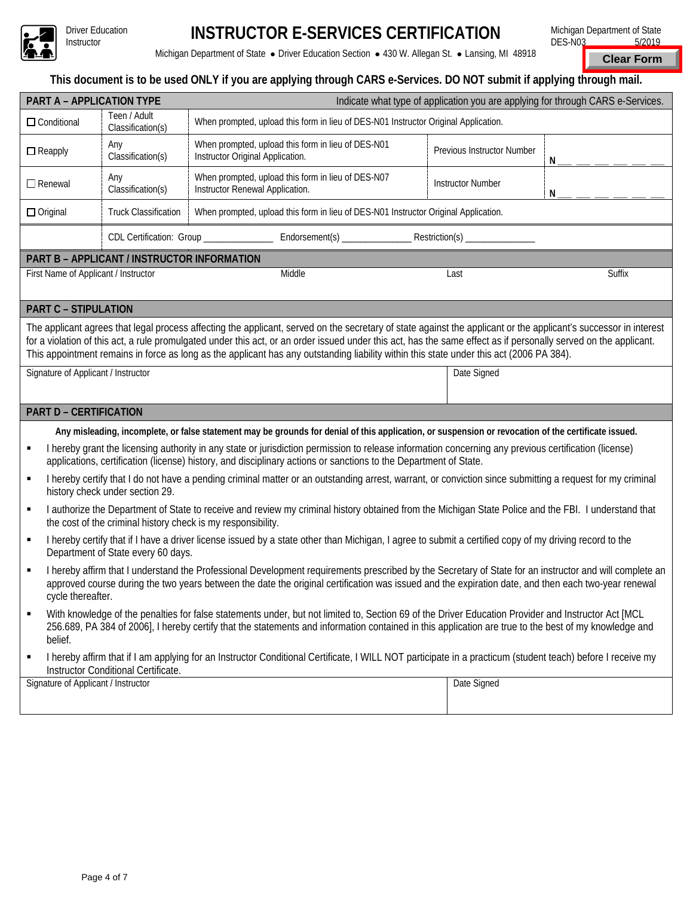Driver Education Instructor

# INSTRUCTOR E-SERVICES CERTIFICATION

Michigan Department of State
DES-N03 5/2019

Michigan Department of State • Driver Education Section • 430 W. Allegan St. • Lansing, MI 48918

Clear Form

**This document is to be used ONLY if you are applying through CARS e-Services. DO NOT submit if applying through mail.**

## PART A – APPLICATION TYPE

Indicate what type of application you are applying for through CARS e-Services.

| | | | | |
|---|---|---|---|---|
| ☐ Conditional | Teen / Adult Classification(s) | When prompted, upload this form in lieu of DES-N01 Instructor Original Application. | | |
| ☐ Reapply | Any Classification(s) | When prompted, upload this form in lieu of DES-N01 Instructor Original Application. | Previous Instructor Number | N ___ ___ ___ ___ ___ ___ |
| ☐ Renewal | Any Classification(s) | When prompted, upload this form in lieu of DES-N07 Instructor Renewal Application. | Instructor Number | N ___ ___ ___ ___ ___ ___ |
| ☐ Original | Truck Classification | When prompted, upload this form in lieu of DES-N01 Instructor Original Application. | | |
| | CDL Certification: Group ______________ Endorsement(s) ______________ Restriction(s) ______________ | | | |

## PART B – APPLICANT / INSTRUCTOR INFORMATION

| First Name of Applicant / Instructor | Middle | Last | Suffix |
|---|---|---|---|
| | | | |

## PART C – STIPULATION

The applicant agrees that legal process affecting the applicant, served on the secretary of state against the applicant or the applicant's successor in interest for a violation of this act, a rule promulgated under this act, or an order issued under this act, has the same effect as if personally served on the applicant. This appointment remains in force as long as the applicant has any outstanding liability within this state under this act (2006 PA 384).

| Signature of Applicant / Instructor | Date Signed |
|---|---|
| | |

## PART D – CERTIFICATION

**Any misleading, incomplete, or false statement may be grounds for denial of this application, or suspension or revocation of the certificate issued.**

- I hereby grant the licensing authority in any state or jurisdiction permission to release information concerning any previous certification (license) applications, certification (license) history, and disciplinary actions or sanctions to the Department of State.
- I hereby certify that I do not have a pending criminal matter or an outstanding arrest, warrant, or conviction since submitting a request for my criminal history check under section 29.
- I authorize the Department of State to receive and review my criminal history obtained from the Michigan State Police and the FBI. I understand that the cost of the criminal history check is my responsibility.
- I hereby certify that if I have a driver license issued by a state other than Michigan, I agree to submit a certified copy of my driving record to the Department of State every 60 days.
- I hereby affirm that I understand the Professional Development requirements prescribed by the Secretary of State for an instructor and will complete an approved course during the two years between the date the original certification was issued and the expiration date, and then each two-year renewal cycle thereafter.
- With knowledge of the penalties for false statements under, but not limited to, Section 69 of the Driver Education Provider and Instructor Act [MCL 256.689, PA 384 of 2006], I hereby certify that the statements and information contained in this application are true to the best of my knowledge and belief.
- I hereby affirm that if I am applying for an Instructor Conditional Certificate, I WILL NOT participate in a practicum (student teach) before I receive my Instructor Conditional Certificate.

| Signature of Applicant / Instructor | Date Signed |
|---|---|
| | |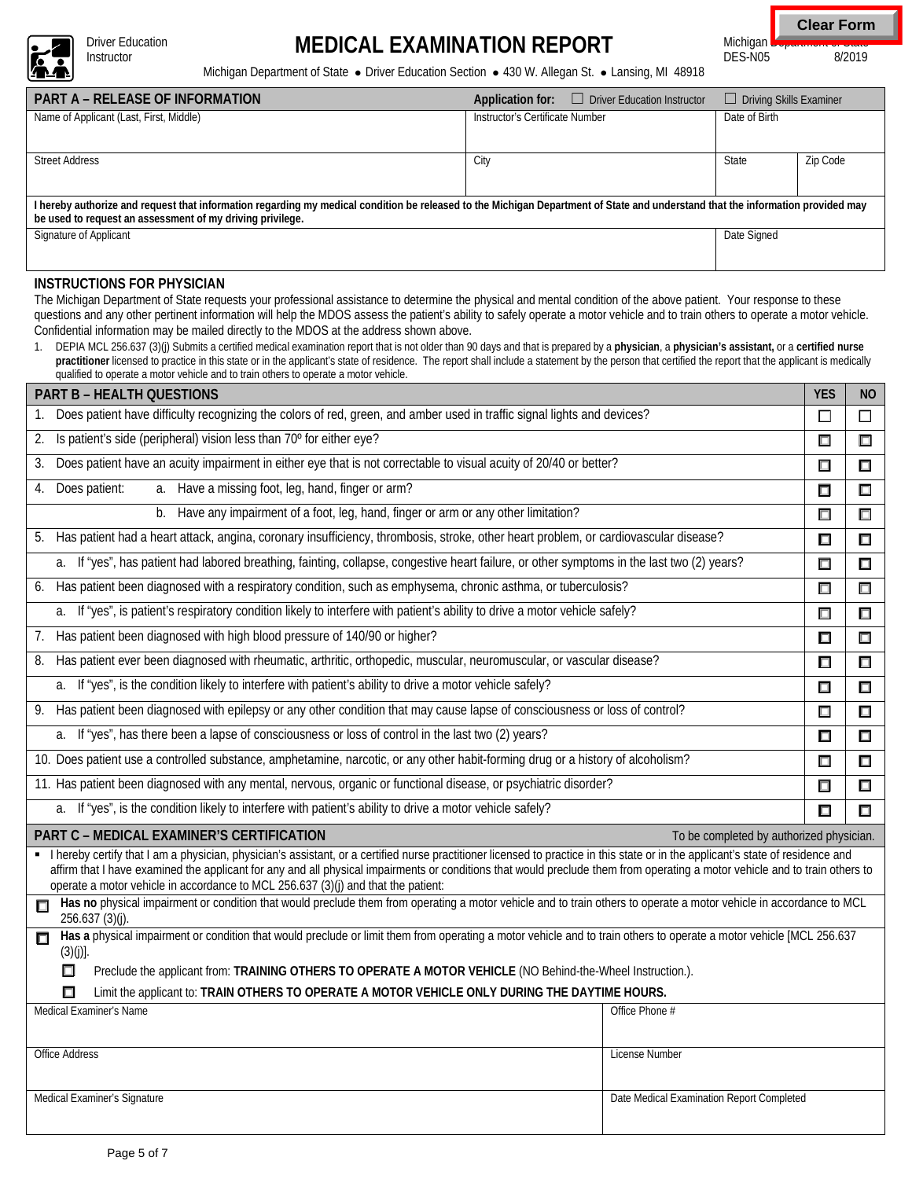Driver Education Instructor

# MEDICAL EXAMINATION REPORT

Michigan Department of State
DES-N05 8/2019

Michigan Department of State • Driver Education Section • 430 W. Allegan St. • Lansing, MI 48918

| PART A – RELEASE OF INFORMATION | Application for: ☐ Driver Education Instructor | ☐ Driving Skills Examiner | |
|---|---|---|---|
| Name of Applicant (Last, First, Middle) | Instructor's Certificate Number | Date of Birth | |
| Street Address | City | State | Zip Code |
| **I hereby authorize and request that information regarding my medical condition be released to the Michigan Department of State and understand that the information provided may be used to request an assessment of my driving privilege.** | | | |
| Signature of Applicant | | Date Signed | |

## INSTRUCTIONS FOR PHYSICIAN

The Michigan Department of State requests your professional assistance to determine the physical and mental condition of the above patient. Your response to these questions and any other pertinent information will help the MDOS assess the patient's ability to safely operate a motor vehicle and to train others to operate a motor vehicle. Confidential information may be mailed directly to the MDOS at the address shown above.

1. DEPIA MCL 256.637 (3)(j) Submits a certified medical examination report that is not older than 90 days and that is prepared by a **physician**, a **physician's assistant,** or a **certified nurse practitioner** licensed to practice in this state or in the applicant's state of residence. The report shall include a statement by the person that certified the report that the applicant is medically qualified to operate a motor vehicle and to train others to operate a motor vehicle.

| PART B – HEALTH QUESTIONS | YES | NO |
|---|---|---|
| 1. Does patient have difficulty recognizing the colors of red, green, and amber used in traffic signal lights and devices? | ☐ | ☐ |
| 2. Is patient's side (peripheral) vision less than 70º for either eye? | ☐ | ☐ |
| 3. Does patient have an acuity impairment in either eye that is not correctable to visual acuity of 20/40 or better? | ☐ | ☐ |
| 4. Does patient: a. Have a missing foot, leg, hand, finger or arm? | ☐ | ☐ |
| b. Have any impairment of a foot, leg, hand, finger or arm or any other limitation? | ☐ | ☐ |
| 5. Has patient had a heart attack, angina, coronary insufficiency, thrombosis, stroke, other heart problem, or cardiovascular disease? | ☐ | ☐ |
| a. If "yes", has patient had labored breathing, fainting, collapse, congestive heart failure, or other symptoms in the last two (2) years? | ☐ | ☐ |
| 6. Has patient been diagnosed with a respiratory condition, such as emphysema, chronic asthma, or tuberculosis? | ☐ | ☐ |
| a. If "yes", is patient's respiratory condition likely to interfere with patient's ability to drive a motor vehicle safely? | ☐ | ☐ |
| 7. Has patient been diagnosed with high blood pressure of 140/90 or higher? | ☐ | ☐ |
| 8. Has patient ever been diagnosed with rheumatic, arthritic, orthopedic, muscular, neuromuscular, or vascular disease? | ☐ | ☐ |
| a. If "yes", is the condition likely to interfere with patient's ability to drive a motor vehicle safely? | ☐ | ☐ |
| 9. Has patient been diagnosed with epilepsy or any other condition that may cause lapse of consciousness or loss of control? | ☐ | ☐ |
| a. If "yes", has there been a lapse of consciousness or loss of control in the last two (2) years? | ☐ | ☐ |
| 10. Does patient use a controlled substance, amphetamine, narcotic, or any other habit-forming drug or a history of alcoholism? | ☐ | ☐ |
| 11. Has patient been diagnosed with any mental, nervous, organic or functional disease, or psychiatric disorder? | ☐ | ☐ |
| a. If "yes", is the condition likely to interfere with patient's ability to drive a motor vehicle safely? | ☐ | ☐ |

## PART C – MEDICAL EXAMINER'S CERTIFICATION

To be completed by authorized physician.

- I hereby certify that I am a physician, physician's assistant, or a certified nurse practitioner licensed to practice in this state or in the applicant's state of residence and affirm that I have examined the applicant for any and all physical impairments or conditions that would preclude them from operating a motor vehicle and to train others to operate a motor vehicle in accordance to MCL 256.637 (3)(j) and that the patient:

☐ **Has no** physical impairment or condition that would preclude them from operating a motor vehicle and to train others to operate a motor vehicle in accordance to MCL 256.637 (3)(j).

☐ **Has a** physical impairment or condition that would preclude or limit them from operating a motor vehicle and to train others to operate a motor vehicle [MCL 256.637 (3)(j)].

- ☐ Preclude the applicant from: **TRAINING OTHERS TO OPERATE A MOTOR VEHICLE** (NO Behind-the-Wheel Instruction.).
- ☐ Limit the applicant to: **TRAIN OTHERS TO OPERATE A MOTOR VEHICLE ONLY DURING THE DAYTIME HOURS.**

| Medical Examiner's Name | Office Phone # |
|---|---|
| Office Address | License Number |
| Medical Examiner's Signature | Date Medical Examination Report Completed |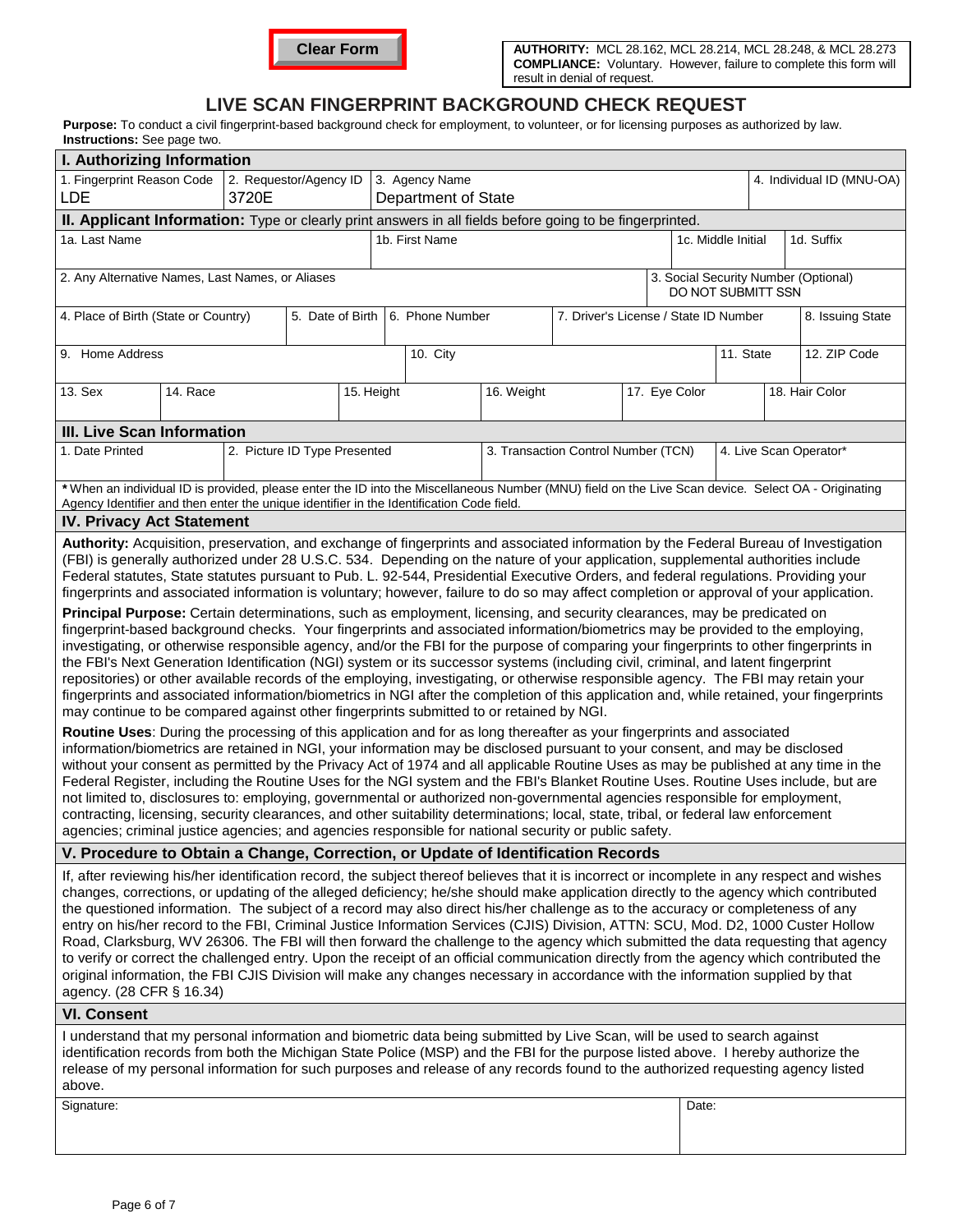Clear Form

**AUTHORITY:** MCL 28.162, MCL 28.214, MCL 28.248, & MCL 28.273
**COMPLIANCE:** Voluntary. However, failure to complete this form will result in denial of request.

# LIVE SCAN FINGERPRINT BACKGROUND CHECK REQUEST

**Purpose:** To conduct a civil fingerprint-based background check for employment, to volunteer, or for licensing purposes as authorized by law.
**Instructions:** See page two.

## I. Authorizing Information

| 1. Fingerprint Reason Code | 2. Requestor/Agency ID | 3. Agency Name | 4. Individual ID (MNU-OA) |
|---|---|---|---|
| LDE | 3720E | Department of State | |

## II. Applicant Information: Type or clearly print answers in all fields before going to be fingerprinted.

| 1a. Last Name | 1b. First Name | 1c. Middle Initial | 1d. Suffix |
|---|---|---|---|
| | | | |

| 2. Any Alternative Names, Last Names, or Aliases | 3. Social Security Number (Optional) DO NOT SUBMITT SSN |
|---|---|
| | |

| 4. Place of Birth (State or Country) | 5. Date of Birth | 6. Phone Number | 7. Driver's License / State ID Number | 8. Issuing State |
|---|---|---|---|---|
| | | | | |

| 9. Home Address | 10. City | 11. State | 12. ZIP Code |
|---|---|---|---|
| | | | |

| 13. Sex | 14. Race | 15. Height | 16. Weight | 17. Eye Color | 18. Hair Color |
|---|---|---|---|---|---|
| | | | | | |

## III. Live Scan Information

| 1. Date Printed | 2. Picture ID Type Presented | 3. Transaction Control Number (TCN) | 4. Live Scan Operator* |
|---|---|---|---|
| | | | |

*When an individual ID is provided, please enter the ID into the Miscellaneous Number (MNU) field on the Live Scan device. Select OA - Originating Agency Identifier and then enter the unique identifier in the Identification Code field.

## IV. Privacy Act Statement

**Authority:** Acquisition, preservation, and exchange of fingerprints and associated information by the Federal Bureau of Investigation (FBI) is generally authorized under 28 U.S.C. 534. Depending on the nature of your application, supplemental authorities include Federal statutes, State statutes pursuant to Pub. L. 92-544, Presidential Executive Orders, and federal regulations. Providing your fingerprints and associated information is voluntary; however, failure to do so may affect completion or approval of your application.

**Principal Purpose:** Certain determinations, such as employment, licensing, and security clearances, may be predicated on fingerprint-based background checks. Your fingerprints and associated information/biometrics may be provided to the employing, investigating, or otherwise responsible agency, and/or the FBI for the purpose of comparing your fingerprints to other fingerprints in the FBI's Next Generation Identification (NGI) system or its successor systems (including civil, criminal, and latent fingerprint repositories) or other available records of the employing, investigating, or otherwise responsible agency. The FBI may retain your fingerprints and associated information/biometrics in NGI after the completion of this application and, while retained, your fingerprints may continue to be compared against other fingerprints submitted to or retained by NGI.

**Routine Uses**: During the processing of this application and for as long thereafter as your fingerprints and associated information/biometrics are retained in NGI, your information may be disclosed pursuant to your consent, and may be disclosed without your consent as permitted by the Privacy Act of 1974 and all applicable Routine Uses as may be published at any time in the Federal Register, including the Routine Uses for the NGI system and the FBI's Blanket Routine Uses. Routine Uses include, but are not limited to, disclosures to: employing, governmental or authorized non-governmental agencies responsible for employment, contracting, licensing, security clearances, and other suitability determinations; local, state, tribal, or federal law enforcement agencies; criminal justice agencies; and agencies responsible for national security or public safety.

## V. Procedure to Obtain a Change, Correction, or Update of Identification Records

If, after reviewing his/her identification record, the subject thereof believes that it is incorrect or incomplete in any respect and wishes changes, corrections, or updating of the alleged deficiency; he/she should make application directly to the agency which contributed the questioned information. The subject of a record may also direct his/her challenge as to the accuracy or completeness of any entry on his/her record to the FBI, Criminal Justice Information Services (CJIS) Division, ATTN: SCU, Mod. D2, 1000 Custer Hollow Road, Clarksburg, WV 26306. The FBI will then forward the challenge to the agency which submitted the data requesting that agency to verify or correct the challenged entry. Upon the receipt of an official communication directly from the agency which contributed the original information, the FBI CJIS Division will make any changes necessary in accordance with the information supplied by that agency. (28 CFR § 16.34)

## VI. Consent

I understand that my personal information and biometric data being submitted by Live Scan, will be used to search against identification records from both the Michigan State Police (MSP) and the FBI for the purpose listed above. I hereby authorize the release of my personal information for such purposes and release of any records found to the authorized requesting agency listed above.

| Signature: | Date: |
|---|---|
| | |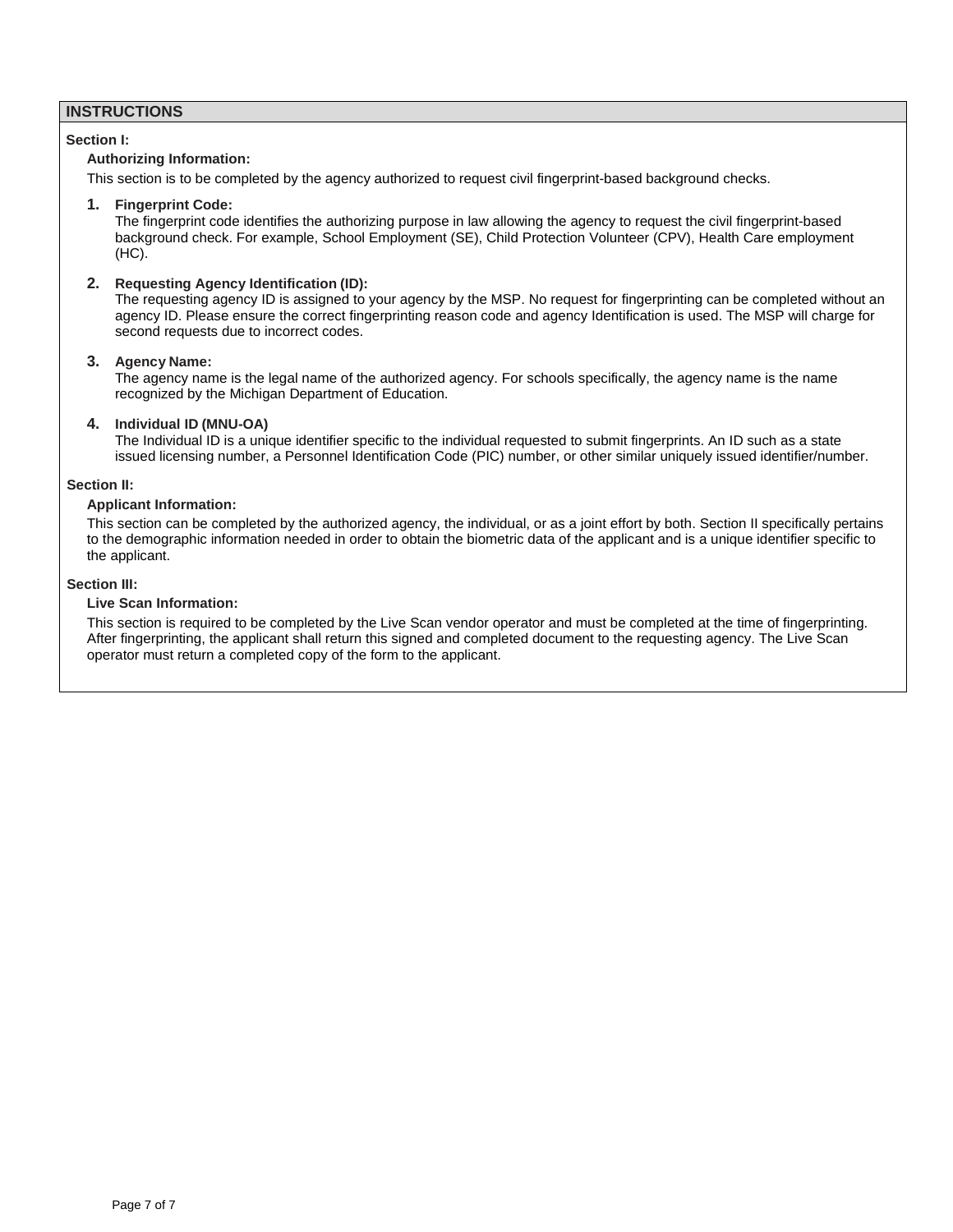## INSTRUCTIONS

**Section I:**

**Authorizing Information:**

This section is to be completed by the agency authorized to request civil fingerprint-based background checks.

1. **Fingerprint Code:**
   The fingerprint code identifies the authorizing purpose in law allowing the agency to request the civil fingerprint-based background check. For example, School Employment (SE), Child Protection Volunteer (CPV), Health Care employment (HC).

2. **Requesting Agency Identification (ID):**
   The requesting agency ID is assigned to your agency by the MSP. No request for fingerprinting can be completed without an agency ID. Please ensure the correct fingerprinting reason code and agency Identification is used. The MSP will charge for second requests due to incorrect codes.

3. **Agency Name:**
   The agency name is the legal name of the authorized agency. For schools specifically, the agency name is the name recognized by the Michigan Department of Education.

4. **Individual ID (MNU-OA)**
   The Individual ID is a unique identifier specific to the individual requested to submit fingerprints. An ID such as a state issued licensing number, a Personnel Identification Code (PIC) number, or other similar uniquely issued identifier/number.

**Section II:**

**Applicant Information:**

This section can be completed by the authorized agency, the individual, or as a joint effort by both. Section II specifically pertains to the demographic information needed in order to obtain the biometric data of the applicant and is a unique identifier specific to the applicant.

**Section III:**

**Live Scan Information:**

This section is required to be completed by the Live Scan vendor operator and must be completed at the time of fingerprinting. After fingerprinting, the applicant shall return this signed and completed document to the requesting agency. The Live Scan operator must return a completed copy of the form to the applicant.